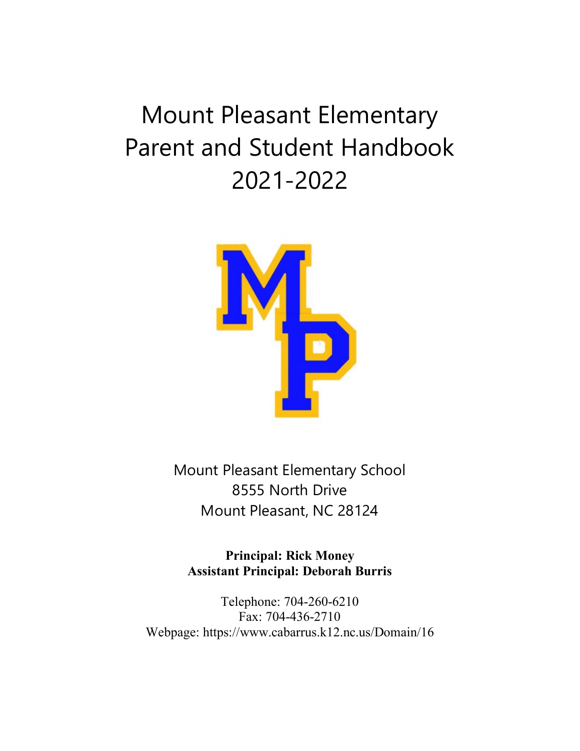# Mount Pleasant Elementary Parent and Student Handbook 2021-2022

Mount Pleasant Elementary School
8555 North Drive
Mount Pleasant, NC 28124

**Principal: Rick Money**
**Assistant Principal: Deborah Burris**

Telephone: 704-260-6210
Fax: 704-436-2710
Webpage: https://www.cabarrus.k12.nc.us/Domain/16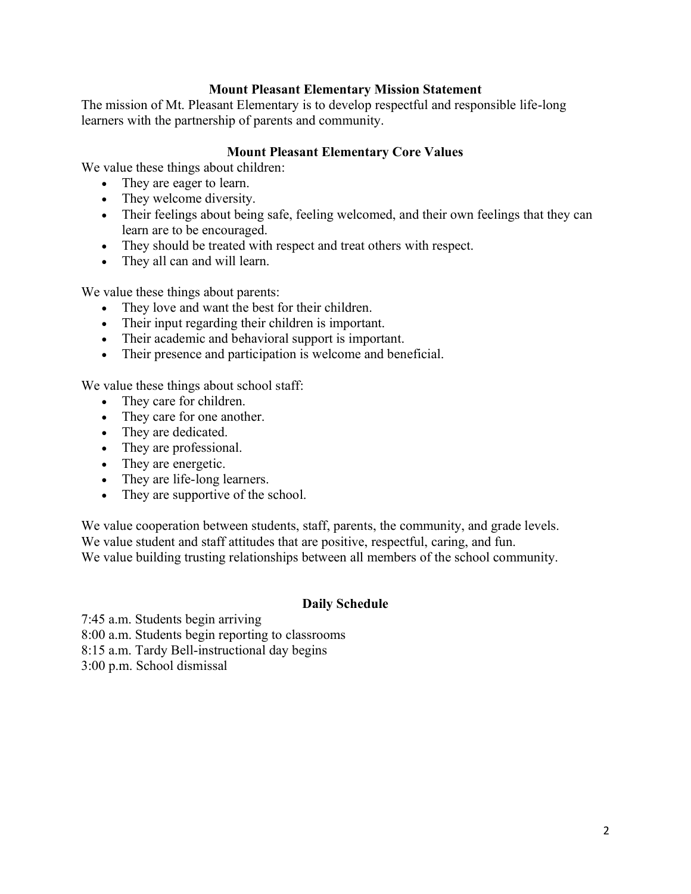## Mount Pleasant Elementary Mission Statement

The mission of Mt. Pleasant Elementary is to develop respectful and responsible life-long learners with the partnership of parents and community.

## Mount Pleasant Elementary Core Values

We value these things about children:

- They are eager to learn.
- They welcome diversity.
- Their feelings about being safe, feeling welcomed, and their own feelings that they can learn are to be encouraged.
- They should be treated with respect and treat others with respect.
- They all can and will learn.

We value these things about parents:

- They love and want the best for their children.
- Their input regarding their children is important.
- Their academic and behavioral support is important.
- Their presence and participation is welcome and beneficial.

We value these things about school staff:

- They care for children.
- They care for one another.
- They are dedicated.
- They are professional.
- They are energetic.
- They are life-long learners.
- They are supportive of the school.

We value cooperation between students, staff, parents, the community, and grade levels.
We value student and staff attitudes that are positive, respectful, caring, and fun.
We value building trusting relationships between all members of the school community.

## Daily Schedule

7:45 a.m. Students begin arriving
8:00 a.m. Students begin reporting to classrooms
8:15 a.m. Tardy Bell-instructional day begins
3:00 p.m. School dismissal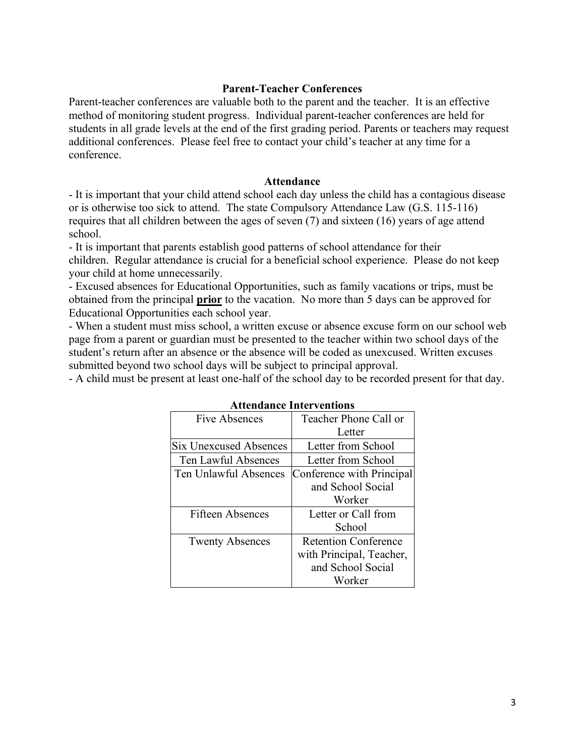## Parent-Teacher Conferences

Parent-teacher conferences are valuable both to the parent and the teacher. It is an effective method of monitoring student progress. Individual parent-teacher conferences are held for students in all grade levels at the end of the first grading period. Parents or teachers may request additional conferences. Please feel free to contact your child's teacher at any time for a conference.

## Attendance

- It is important that your child attend school each day unless the child has a contagious disease or is otherwise too sick to attend. The state Compulsory Attendance Law (G.S. 115-116) requires that all children between the ages of seven (7) and sixteen (16) years of age attend school.
- It is important that parents establish good patterns of school attendance for their children. Regular attendance is crucial for a beneficial school experience. Please do not keep your child at home unnecessarily.
- Excused absences for Educational Opportunities, such as family vacations or trips, must be obtained from the principal **prior** to the vacation. No more than 5 days can be approved for Educational Opportunities each school year.
- When a student must miss school, a written excuse or absence excuse form on our school web page from a parent or guardian must be presented to the teacher within two school days of the student's return after an absence or the absence will be coded as unexcused. Written excuses submitted beyond two school days will be subject to principal approval.
- A child must be present at least one-half of the school day to be recorded present for that day.

**Attendance Interventions**

| | |
|---|---|
| Five Absences | Teacher Phone Call or Letter |
| Six Unexcused Absences | Letter from School |
| Ten Lawful Absences | Letter from School |
| Ten Unlawful Absences | Conference with Principal and School Social Worker |
| Fifteen Absences | Letter or Call from School |
| Twenty Absences | Retention Conference with Principal, Teacher, and School Social Worker |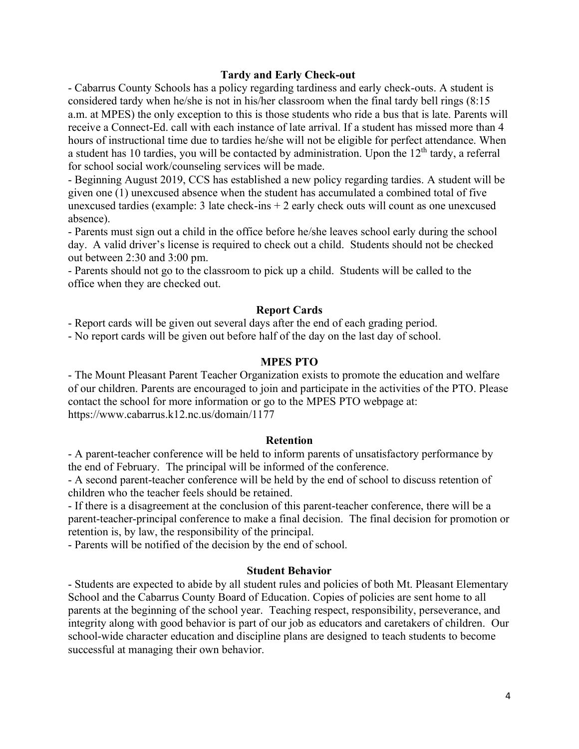### Tardy and Early Check-out

- Cabarrus County Schools has a policy regarding tardiness and early check-outs. A student is considered tardy when he/she is not in his/her classroom when the final tardy bell rings (8:15 a.m. at MPES) the only exception to this is those students who ride a bus that is late. Parents will receive a Connect-Ed. call with each instance of late arrival. If a student has missed more than 4 hours of instructional time due to tardies he/she will not be eligible for perfect attendance. When a student has 10 tardies, you will be contacted by administration. Upon the 12th tardy, a referral for school social work/counseling services will be made.
- Beginning August 2019, CCS has established a new policy regarding tardies. A student will be given one (1) unexcused absence when the student has accumulated a combined total of five unexcused tardies (example: 3 late check-ins + 2 early check outs will count as one unexcused absence).
- Parents must sign out a child in the office before he/she leaves school early during the school day. A valid driver's license is required to check out a child. Students should not be checked out between 2:30 and 3:00 pm.
- Parents should not go to the classroom to pick up a child. Students will be called to the office when they are checked out.

### Report Cards

- Report cards will be given out several days after the end of each grading period.
- No report cards will be given out before half of the day on the last day of school.

### MPES PTO

- The Mount Pleasant Parent Teacher Organization exists to promote the education and welfare of our children. Parents are encouraged to join and participate in the activities of the PTO. Please contact the school for more information or go to the MPES PTO webpage at: https://www.cabarrus.k12.nc.us/domain/1177

### Retention

- A parent-teacher conference will be held to inform parents of unsatisfactory performance by the end of February. The principal will be informed of the conference.
- A second parent-teacher conference will be held by the end of school to discuss retention of children who the teacher feels should be retained.
- If there is a disagreement at the conclusion of this parent-teacher conference, there will be a parent-teacher-principal conference to make a final decision. The final decision for promotion or retention is, by law, the responsibility of the principal.
- Parents will be notified of the decision by the end of school.

### Student Behavior

- Students are expected to abide by all student rules and policies of both Mt. Pleasant Elementary School and the Cabarrus County Board of Education. Copies of policies are sent home to all parents at the beginning of the school year. Teaching respect, responsibility, perseverance, and integrity along with good behavior is part of our job as educators and caretakers of children. Our school-wide character education and discipline plans are designed to teach students to become successful at managing their own behavior.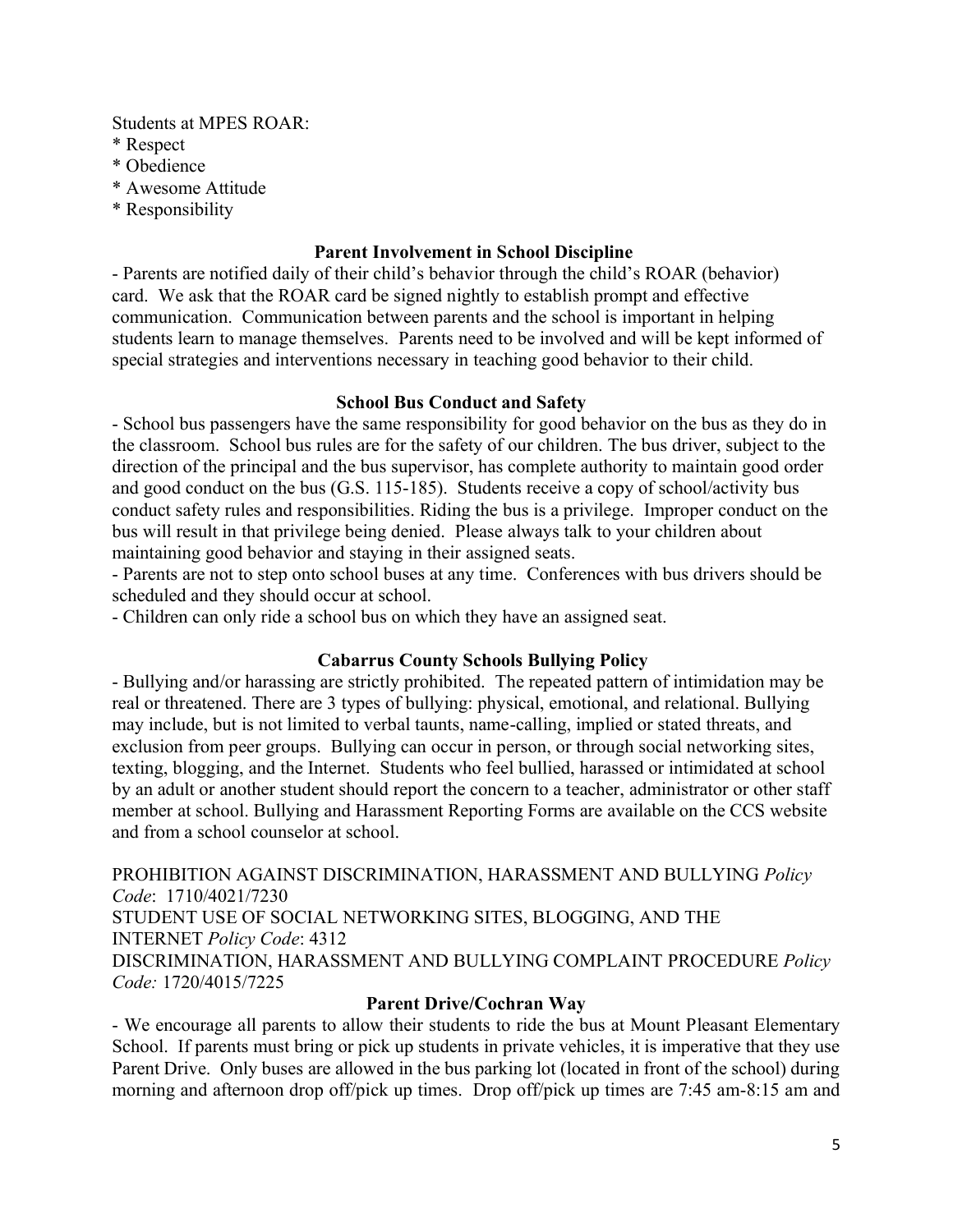Students at MPES ROAR:

* Respect
* Obedience
* Awesome Attitude
* Responsibility

### Parent Involvement in School Discipline

- Parents are notified daily of their child's behavior through the child's ROAR (behavior) card. We ask that the ROAR card be signed nightly to establish prompt and effective communication. Communication between parents and the school is important in helping students learn to manage themselves. Parents need to be involved and will be kept informed of special strategies and interventions necessary in teaching good behavior to their child.

### School Bus Conduct and Safety

- School bus passengers have the same responsibility for good behavior on the bus as they do in the classroom. School bus rules are for the safety of our children. The bus driver, subject to the direction of the principal and the bus supervisor, has complete authority to maintain good order and good conduct on the bus (G.S. 115-185). Students receive a copy of school/activity bus conduct safety rules and responsibilities. Riding the bus is a privilege. Improper conduct on the bus will result in that privilege being denied. Please always talk to your children about maintaining good behavior and staying in their assigned seats.
- Parents are not to step onto school buses at any time. Conferences with bus drivers should be scheduled and they should occur at school.
- Children can only ride a school bus on which they have an assigned seat.

### Cabarrus County Schools Bullying Policy

- Bullying and/or harassing are strictly prohibited. The repeated pattern of intimidation may be real or threatened. There are 3 types of bullying: physical, emotional, and relational. Bullying may include, but is not limited to verbal taunts, name-calling, implied or stated threats, and exclusion from peer groups. Bullying can occur in person, or through social networking sites, texting, blogging, and the Internet. Students who feel bullied, harassed or intimidated at school by an adult or another student should report the concern to a teacher, administrator or other staff member at school. Bullying and Harassment Reporting Forms are available on the CCS website and from a school counselor at school.

PROHIBITION AGAINST DISCRIMINATION, HARASSMENT AND BULLYING *Policy Code*: 1710/4021/7230
STUDENT USE OF SOCIAL NETWORKING SITES, BLOGGING, AND THE INTERNET *Policy Code*: 4312
DISCRIMINATION, HARASSMENT AND BULLYING COMPLAINT PROCEDURE *Policy Code:* 1720/4015/7225

### Parent Drive/Cochran Way

- We encourage all parents to allow their students to ride the bus at Mount Pleasant Elementary School. If parents must bring or pick up students in private vehicles, it is imperative that they use Parent Drive. Only buses are allowed in the bus parking lot (located in front of the school) during morning and afternoon drop off/pick up times. Drop off/pick up times are 7:45 am-8:15 am and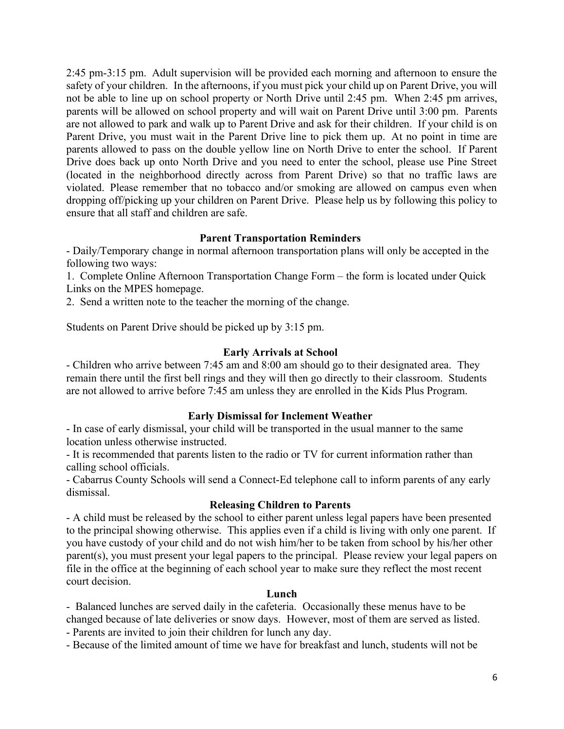2:45 pm-3:15 pm. Adult supervision will be provided each morning and afternoon to ensure the safety of your children. In the afternoons, if you must pick your child up on Parent Drive, you will not be able to line up on school property or North Drive until 2:45 pm. When 2:45 pm arrives, parents will be allowed on school property and will wait on Parent Drive until 3:00 pm. Parents are not allowed to park and walk up to Parent Drive and ask for their children. If your child is on Parent Drive, you must wait in the Parent Drive line to pick them up. At no point in time are parents allowed to pass on the double yellow line on North Drive to enter the school. If Parent Drive does back up onto North Drive and you need to enter the school, please use Pine Street (located in the neighborhood directly across from Parent Drive) so that no traffic laws are violated. Please remember that no tobacco and/or smoking are allowed on campus even when dropping off/picking up your children on Parent Drive. Please help us by following this policy to ensure that all staff and children are safe.

### Parent Transportation Reminders

- Daily/Temporary change in normal afternoon transportation plans will only be accepted in the following two ways:

1. Complete Online Afternoon Transportation Change Form – the form is located under Quick Links on the MPES homepage.
2. Send a written note to the teacher the morning of the change.

Students on Parent Drive should be picked up by 3:15 pm.

### Early Arrivals at School

- Children who arrive between 7:45 am and 8:00 am should go to their designated area. They remain there until the first bell rings and they will then go directly to their classroom. Students are not allowed to arrive before 7:45 am unless they are enrolled in the Kids Plus Program.

### Early Dismissal for Inclement Weather

- In case of early dismissal, your child will be transported in the usual manner to the same location unless otherwise instructed.
- It is recommended that parents listen to the radio or TV for current information rather than calling school officials.
- Cabarrus County Schools will send a Connect-Ed telephone call to inform parents of any early dismissal.

### Releasing Children to Parents

- A child must be released by the school to either parent unless legal papers have been presented to the principal showing otherwise. This applies even if a child is living with only one parent. If you have custody of your child and do not wish him/her to be taken from school by his/her other parent(s), you must present your legal papers to the principal. Please review your legal papers on file in the office at the beginning of each school year to make sure they reflect the most recent court decision.

### Lunch

- Balanced lunches are served daily in the cafeteria. Occasionally these menus have to be changed because of late deliveries or snow days. However, most of them are served as listed.
- Parents are invited to join their children for lunch any day.
- Because of the limited amount of time we have for breakfast and lunch, students will not be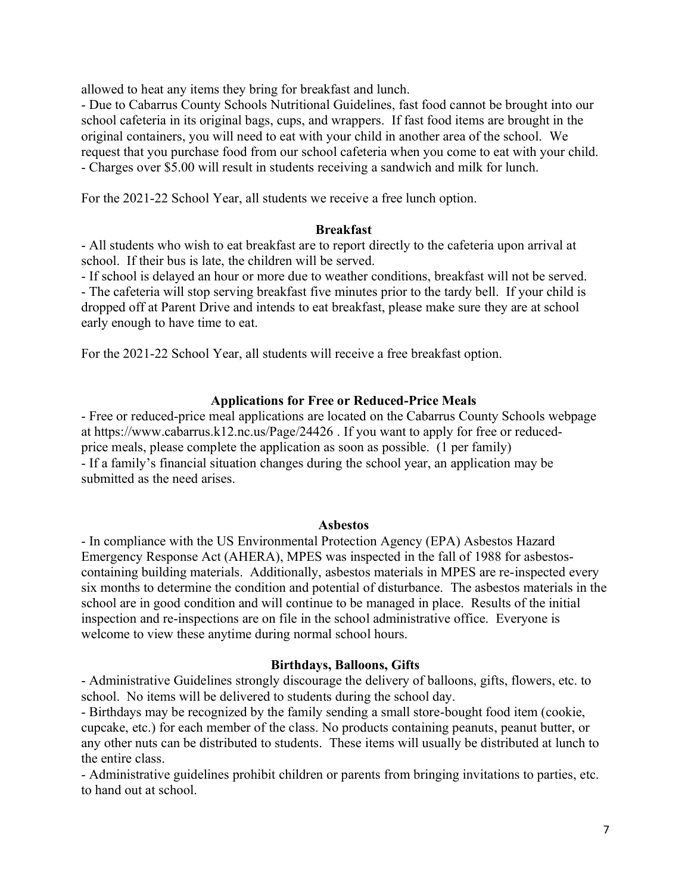allowed to heat any items they bring for breakfast and lunch.

- Due to Cabarrus County Schools Nutritional Guidelines, fast food cannot be brought into our school cafeteria in its original bags, cups, and wrappers. If fast food items are brought in the original containers, you will need to eat with your child in another area of the school. We request that you purchase food from our school cafeteria when you come to eat with your child.
- Charges over $5.00 will result in students receiving a sandwich and milk for lunch.

For the 2021-22 School Year, all students we receive a free lunch option.

### Breakfast

- All students who wish to eat breakfast are to report directly to the cafeteria upon arrival at school. If their bus is late, the children will be served.
- If school is delayed an hour or more due to weather conditions, breakfast will not be served.
- The cafeteria will stop serving breakfast five minutes prior to the tardy bell. If your child is dropped off at Parent Drive and intends to eat breakfast, please make sure they are at school early enough to have time to eat.

For the 2021-22 School Year, all students will receive a free breakfast option.

### Applications for Free or Reduced-Price Meals

- Free or reduced-price meal applications are located on the Cabarrus County Schools webpage at https://www.cabarrus.k12.nc.us/Page/24426 . If you want to apply for free or reduced-price meals, please complete the application as soon as possible. (1 per family)
- If a family's financial situation changes during the school year, an application may be submitted as the need arises.

### Asbestos

- In compliance with the US Environmental Protection Agency (EPA) Asbestos Hazard Emergency Response Act (AHERA), MPES was inspected in the fall of 1988 for asbestos-containing building materials. Additionally, asbestos materials in MPES are re-inspected every six months to determine the condition and potential of disturbance. The asbestos materials in the school are in good condition and will continue to be managed in place. Results of the initial inspection and re-inspections are on file in the school administrative office. Everyone is welcome to view these anytime during normal school hours.

### Birthdays, Balloons, Gifts

- Administrative Guidelines strongly discourage the delivery of balloons, gifts, flowers, etc. to school. No items will be delivered to students during the school day.
- Birthdays may be recognized by the family sending a small store-bought food item (cookie, cupcake, etc.) for each member of the class. No products containing peanuts, peanut butter, or any other nuts can be distributed to students. These items will usually be distributed at lunch to the entire class.
- Administrative guidelines prohibit children or parents from bringing invitations to parties, etc. to hand out at school.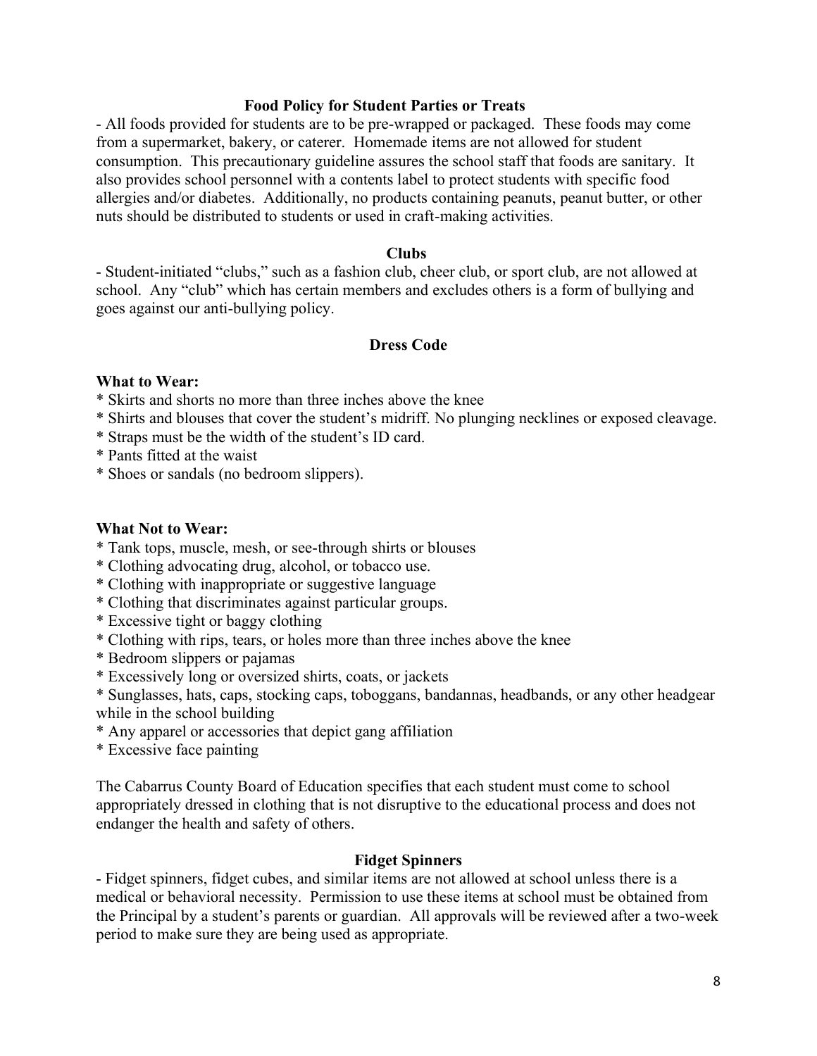## Food Policy for Student Parties or Treats

- All foods provided for students are to be pre-wrapped or packaged. These foods may come from a supermarket, bakery, or caterer. Homemade items are not allowed for student consumption. This precautionary guideline assures the school staff that foods are sanitary. It also provides school personnel with a contents label to protect students with specific food allergies and/or diabetes. Additionally, no products containing peanuts, peanut butter, or other nuts should be distributed to students or used in craft-making activities.

## Clubs

- Student-initiated "clubs," such as a fashion club, cheer club, or sport club, are not allowed at school. Any "club" which has certain members and excludes others is a form of bullying and goes against our anti-bullying policy.

## Dress Code

**What to Wear:**

* Skirts and shorts no more than three inches above the knee
* Shirts and blouses that cover the student's midriff. No plunging necklines or exposed cleavage.
* Straps must be the width of the student's ID card.
* Pants fitted at the waist
* Shoes or sandals (no bedroom slippers).

**What Not to Wear:**

* Tank tops, muscle, mesh, or see-through shirts or blouses
* Clothing advocating drug, alcohol, or tobacco use.
* Clothing with inappropriate or suggestive language
* Clothing that discriminates against particular groups.
* Excessive tight or baggy clothing
* Clothing with rips, tears, or holes more than three inches above the knee
* Bedroom slippers or pajamas
* Excessively long or oversized shirts, coats, or jackets
* Sunglasses, hats, caps, stocking caps, toboggans, bandannas, headbands, or any other headgear while in the school building
* Any apparel or accessories that depict gang affiliation
* Excessive face painting

The Cabarrus County Board of Education specifies that each student must come to school appropriately dressed in clothing that is not disruptive to the educational process and does not endanger the health and safety of others.

## Fidget Spinners

- Fidget spinners, fidget cubes, and similar items are not allowed at school unless there is a medical or behavioral necessity. Permission to use these items at school must be obtained from the Principal by a student's parents or guardian. All approvals will be reviewed after a two-week period to make sure they are being used as appropriate.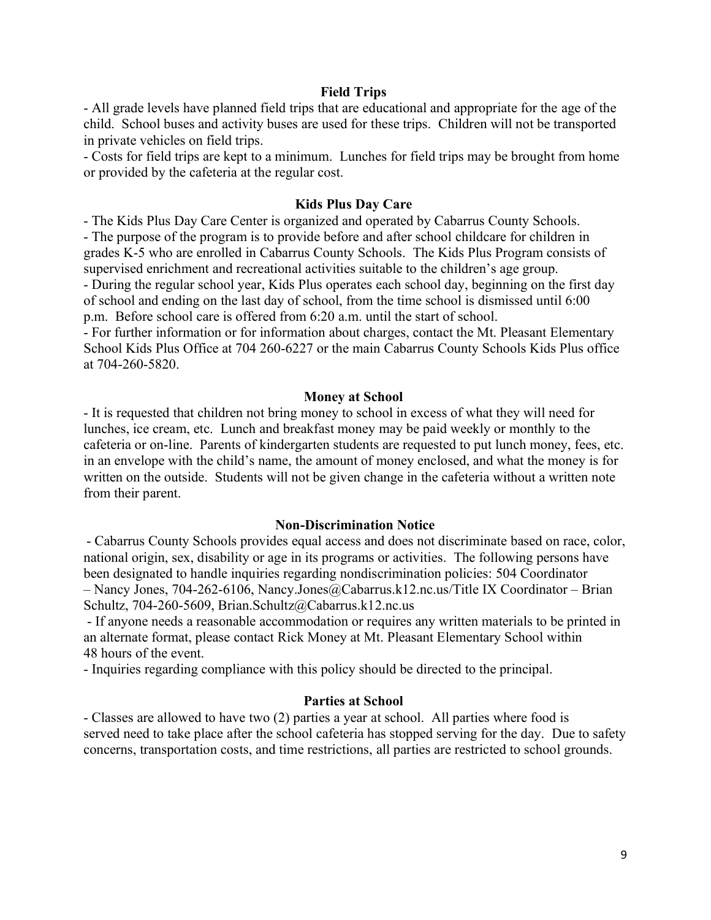## Field Trips

- All grade levels have planned field trips that are educational and appropriate for the age of the child. School buses and activity buses are used for these trips. Children will not be transported in private vehicles on field trips.
- Costs for field trips are kept to a minimum. Lunches for field trips may be brought from home or provided by the cafeteria at the regular cost.

## Kids Plus Day Care

- The Kids Plus Day Care Center is organized and operated by Cabarrus County Schools.
- The purpose of the program is to provide before and after school childcare for children in grades K-5 who are enrolled in Cabarrus County Schools. The Kids Plus Program consists of supervised enrichment and recreational activities suitable to the children's age group.
- During the regular school year, Kids Plus operates each school day, beginning on the first day of school and ending on the last day of school, from the time school is dismissed until 6:00 p.m. Before school care is offered from 6:20 a.m. until the start of school.
- For further information or for information about charges, contact the Mt. Pleasant Elementary School Kids Plus Office at 704 260-6227 or the main Cabarrus County Schools Kids Plus office at 704-260-5820.

## Money at School

- It is requested that children not bring money to school in excess of what they will need for lunches, ice cream, etc. Lunch and breakfast money may be paid weekly or monthly to the cafeteria or on-line. Parents of kindergarten students are requested to put lunch money, fees, etc. in an envelope with the child's name, the amount of money enclosed, and what the money is for written on the outside. Students will not be given change in the cafeteria without a written note from their parent.

## Non-Discrimination Notice

- Cabarrus County Schools provides equal access and does not discriminate based on race, color, national origin, sex, disability or age in its programs or activities. The following persons have been designated to handle inquiries regarding nondiscrimination policies: 504 Coordinator – Nancy Jones, 704-262-6106, Nancy.Jones@Cabarrus.k12.nc.us/Title IX Coordinator – Brian Schultz, 704-260-5609, Brian.Schultz@Cabarrus.k12.nc.us
- If anyone needs a reasonable accommodation or requires any written materials to be printed in an alternate format, please contact Rick Money at Mt. Pleasant Elementary School within 48 hours of the event.
- Inquiries regarding compliance with this policy should be directed to the principal.

## Parties at School

- Classes are allowed to have two (2) parties a year at school. All parties where food is served need to take place after the school cafeteria has stopped serving for the day. Due to safety concerns, transportation costs, and time restrictions, all parties are restricted to school grounds.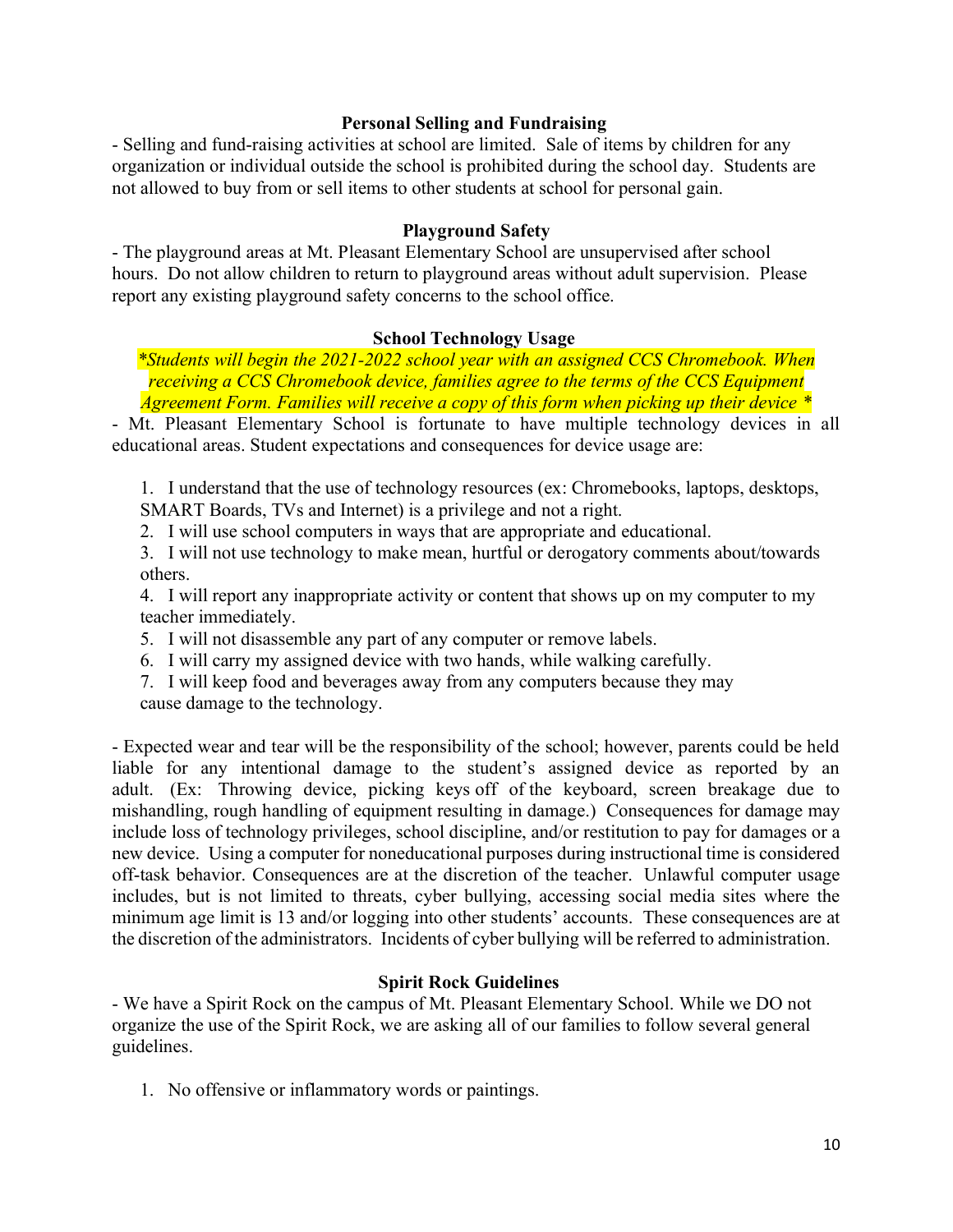### Personal Selling and Fundraising

- Selling and fund-raising activities at school are limited. Sale of items by children for any organization or individual outside the school is prohibited during the school day. Students are not allowed to buy from or sell items to other students at school for personal gain.

### Playground Safety

- The playground areas at Mt. Pleasant Elementary School are unsupervised after school hours. Do not allow children to return to playground areas without adult supervision. Please report any existing playground safety concerns to the school office.

### School Technology Usage

*\*Students will begin the 2021-2022 school year with an assigned CCS Chromebook. When receiving a CCS Chromebook device, families agree to the terms of the CCS Equipment Agreement Form. Families will receive a copy of this form when picking up their device \**

- Mt. Pleasant Elementary School is fortunate to have multiple technology devices in all educational areas. Student expectations and consequences for device usage are:

1. I understand that the use of technology resources (ex: Chromebooks, laptops, desktops, SMART Boards, TVs and Internet) is a privilege and not a right.
2. I will use school computers in ways that are appropriate and educational.
3. I will not use technology to make mean, hurtful or derogatory comments about/towards others.
4. I will report any inappropriate activity or content that shows up on my computer to my teacher immediately.
5. I will not disassemble any part of any computer or remove labels.
6. I will carry my assigned device with two hands, while walking carefully.
7. I will keep food and beverages away from any computers because they may cause damage to the technology.

- Expected wear and tear will be the responsibility of the school; however, parents could be held liable for any intentional damage to the student's assigned device as reported by an adult. (Ex: Throwing device, picking keys off of the keyboard, screen breakage due to mishandling, rough handling of equipment resulting in damage.) Consequences for damage may include loss of technology privileges, school discipline, and/or restitution to pay for damages or a new device. Using a computer for noneducational purposes during instructional time is considered off-task behavior. Consequences are at the discretion of the teacher. Unlawful computer usage includes, but is not limited to threats, cyber bullying, accessing social media sites where the minimum age limit is 13 and/or logging into other students' accounts. These consequences are at the discretion of the administrators. Incidents of cyber bullying will be referred to administration.

### Spirit Rock Guidelines

- We have a Spirit Rock on the campus of Mt. Pleasant Elementary School. While we DO not organize the use of the Spirit Rock, we are asking all of our families to follow several general guidelines.

1. No offensive or inflammatory words or paintings.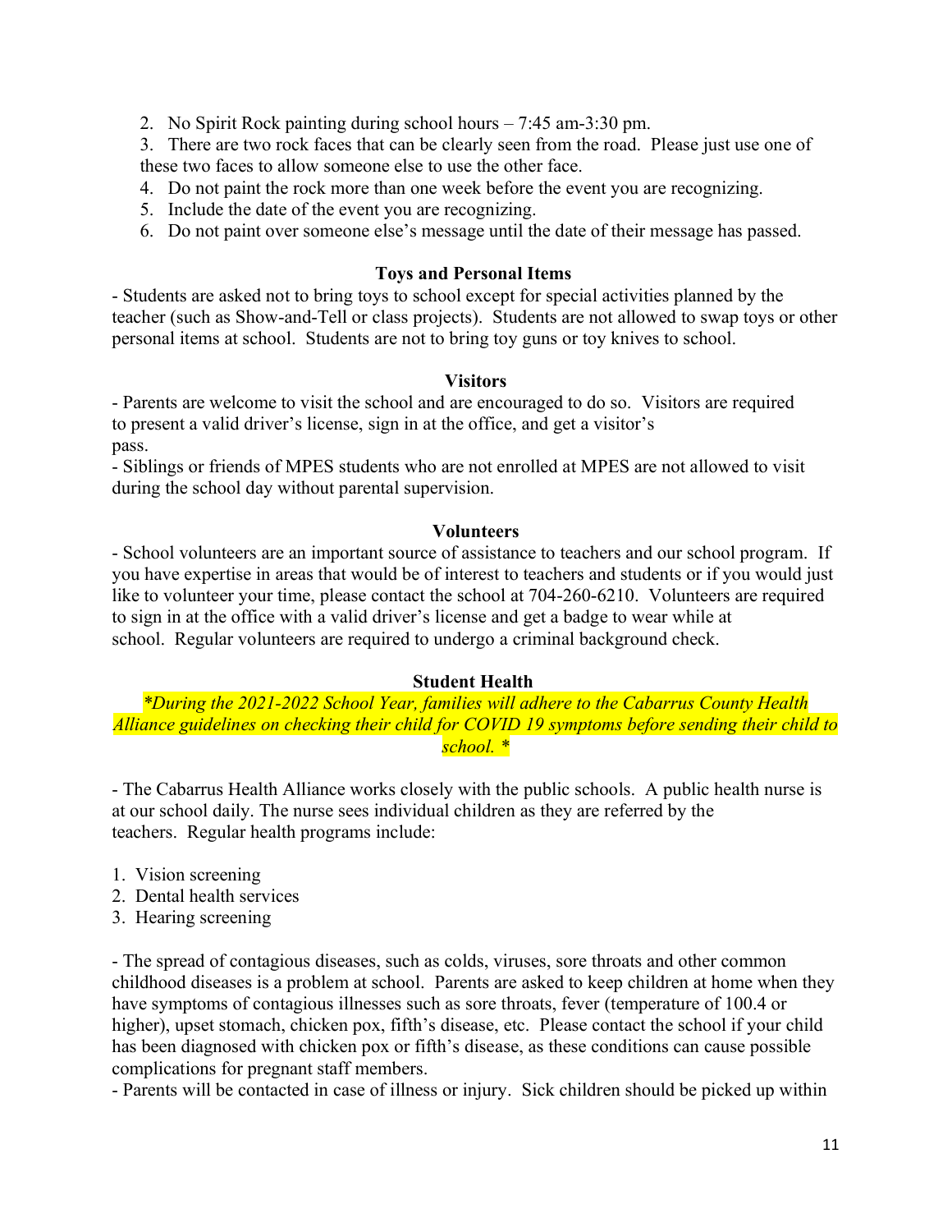2. No Spirit Rock painting during school hours – 7:45 am-3:30 pm.
3. There are two rock faces that can be clearly seen from the road. Please just use one of these two faces to allow someone else to use the other face.
4. Do not paint the rock more than one week before the event you are recognizing.
5. Include the date of the event you are recognizing.
6. Do not paint over someone else's message until the date of their message has passed.

### Toys and Personal Items

- Students are asked not to bring toys to school except for special activities planned by the teacher (such as Show-and-Tell or class projects). Students are not allowed to swap toys or other personal items at school. Students are not to bring toy guns or toy knives to school.

### Visitors

- Parents are welcome to visit the school and are encouraged to do so. Visitors are required to present a valid driver's license, sign in at the office, and get a visitor's pass.
- Siblings or friends of MPES students who are not enrolled at MPES are not allowed to visit during the school day without parental supervision.

### Volunteers

- School volunteers are an important source of assistance to teachers and our school program. If you have expertise in areas that would be of interest to teachers and students or if you would just like to volunteer your time, please contact the school at 704-260-6210. Volunteers are required to sign in at the office with a valid driver's license and get a badge to wear while at school. Regular volunteers are required to undergo a criminal background check.

### Student Health

*\*During the 2021-2022 School Year, families will adhere to the Cabarrus County Health Alliance guidelines on checking their child for COVID 19 symptoms before sending their child to school. \**

- The Cabarrus Health Alliance works closely with the public schools. A public health nurse is at our school daily. The nurse sees individual children as they are referred by the teachers. Regular health programs include:

1. Vision screening
2. Dental health services
3. Hearing screening

- The spread of contagious diseases, such as colds, viruses, sore throats and other common childhood diseases is a problem at school. Parents are asked to keep children at home when they have symptoms of contagious illnesses such as sore throats, fever (temperature of 100.4 or higher), upset stomach, chicken pox, fifth's disease, etc. Please contact the school if your child has been diagnosed with chicken pox or fifth's disease, as these conditions can cause possible complications for pregnant staff members.
- Parents will be contacted in case of illness or injury. Sick children should be picked up within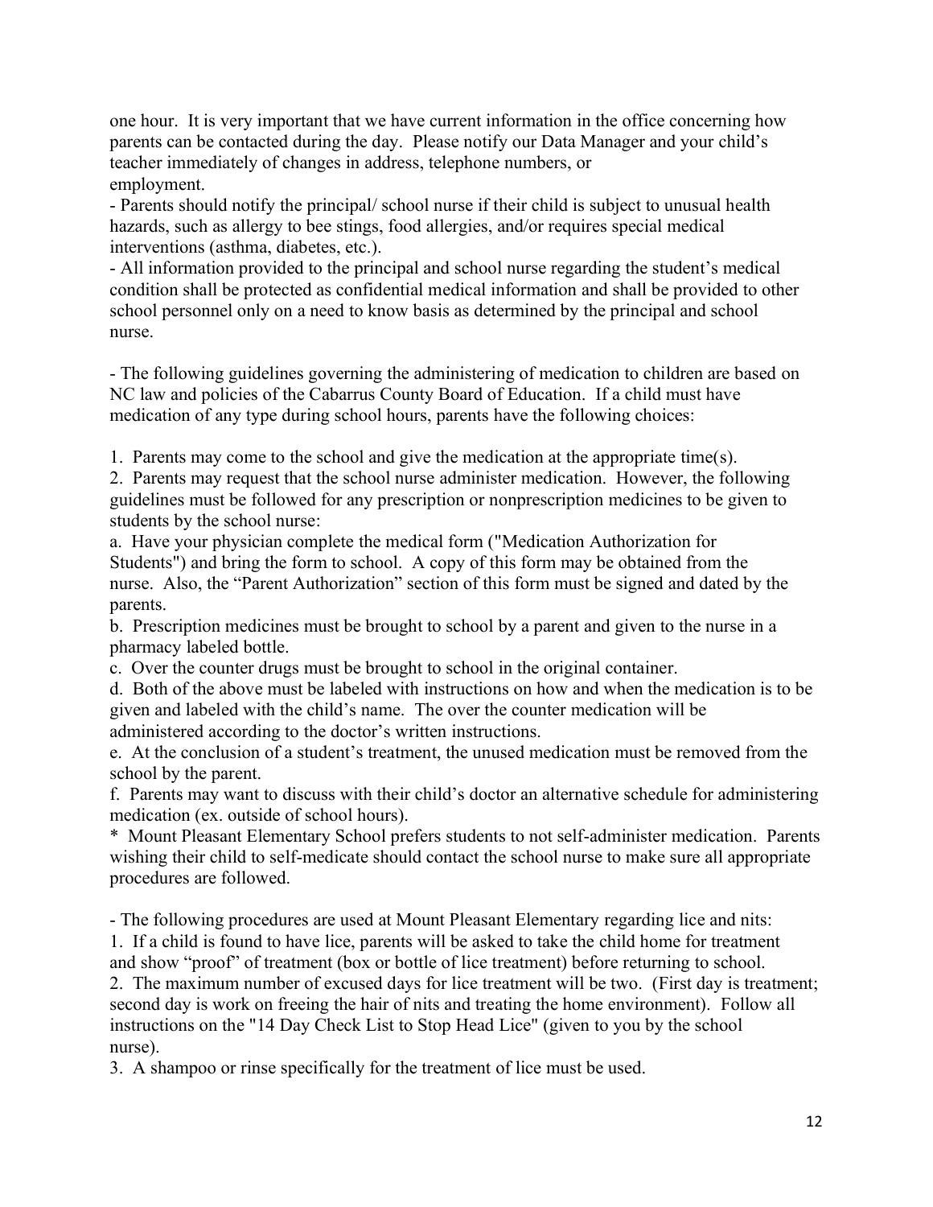one hour. It is very important that we have current information in the office concerning how parents can be contacted during the day. Please notify our Data Manager and your child's teacher immediately of changes in address, telephone numbers, or employment.

- Parents should notify the principal/ school nurse if their child is subject to unusual health hazards, such as allergy to bee stings, food allergies, and/or requires special medical interventions (asthma, diabetes, etc.).
- All information provided to the principal and school nurse regarding the student's medical condition shall be protected as confidential medical information and shall be provided to other school personnel only on a need to know basis as determined by the principal and school nurse.

- The following guidelines governing the administering of medication to children are based on NC law and policies of the Cabarrus County Board of Education. If a child must have medication of any type during school hours, parents have the following choices:

1. Parents may come to the school and give the medication at the appropriate time(s).
2. Parents may request that the school nurse administer medication. However, the following guidelines must be followed for any prescription or nonprescription medicines to be given to students by the school nurse:

a. Have your physician complete the medical form ("Medication Authorization for Students") and bring the form to school. A copy of this form may be obtained from the nurse. Also, the "Parent Authorization" section of this form must be signed and dated by the parents.
b. Prescription medicines must be brought to school by a parent and given to the nurse in a pharmacy labeled bottle.
c. Over the counter drugs must be brought to school in the original container.
d. Both of the above must be labeled with instructions on how and when the medication is to be given and labeled with the child's name. The over the counter medication will be administered according to the doctor's written instructions.
e. At the conclusion of a student's treatment, the unused medication must be removed from the school by the parent.
f. Parents may want to discuss with their child's doctor an alternative schedule for administering medication (ex. outside of school hours).

\* Mount Pleasant Elementary School prefers students to not self-administer medication. Parents wishing their child to self-medicate should contact the school nurse to make sure all appropriate procedures are followed.

- The following procedures are used at Mount Pleasant Elementary regarding lice and nits:

1. If a child is found to have lice, parents will be asked to take the child home for treatment and show "proof" of treatment (box or bottle of lice treatment) before returning to school.
2. The maximum number of excused days for lice treatment will be two. (First day is treatment; second day is work on freeing the hair of nits and treating the home environment). Follow all instructions on the "14 Day Check List to Stop Head Lice" (given to you by the school nurse).
3. A shampoo or rinse specifically for the treatment of lice must be used.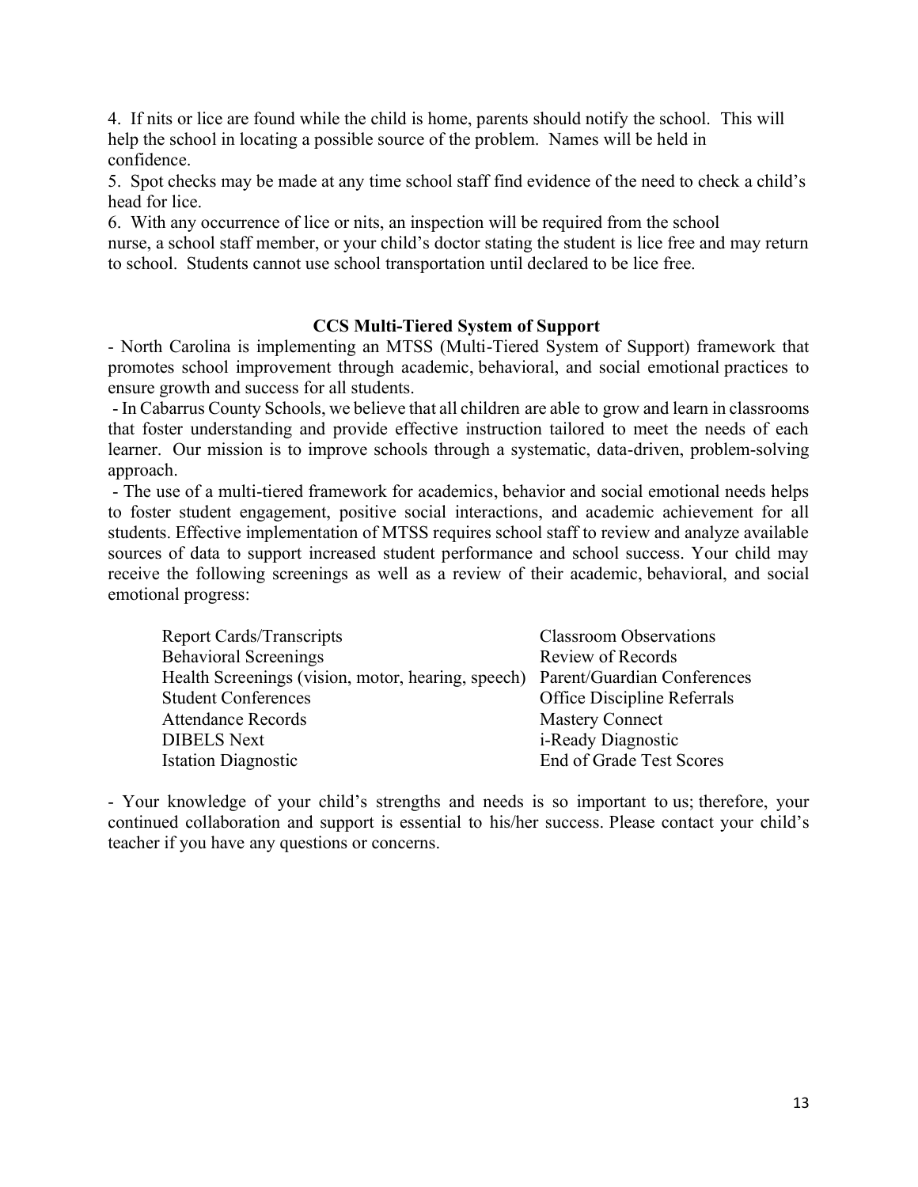4. If nits or lice are found while the child is home, parents should notify the school. This will help the school in locating a possible source of the problem. Names will be held in confidence.

5. Spot checks may be made at any time school staff find evidence of the need to check a child's head for lice.

6. With any occurrence of lice or nits, an inspection will be required from the school nurse, a school staff member, or your child's doctor stating the student is lice free and may return to school. Students cannot use school transportation until declared to be lice free.

## CCS Multi-Tiered System of Support

- North Carolina is implementing an MTSS (Multi-Tiered System of Support) framework that promotes school improvement through academic, behavioral, and social emotional practices to ensure growth and success for all students.
- In Cabarrus County Schools, we believe that all children are able to grow and learn in classrooms that foster understanding and provide effective instruction tailored to meet the needs of each learner. Our mission is to improve schools through a systematic, data-driven, problem-solving approach.
- The use of a multi-tiered framework for academics, behavior and social emotional needs helps to foster student engagement, positive social interactions, and academic achievement for all students. Effective implementation of MTSS requires school staff to review and analyze available sources of data to support increased student performance and school success. Your child may receive the following screenings as well as a review of their academic, behavioral, and social emotional progress:

| | |
|---|---|
| Report Cards/Transcripts | Classroom Observations |
| Behavioral Screenings | Review of Records |
| Health Screenings (vision, motor, hearing, speech) | Parent/Guardian Conferences |
| Student Conferences | Office Discipline Referrals |
| Attendance Records | Mastery Connect |
| DIBELS Next | i-Ready Diagnostic |
| Istation Diagnostic | End of Grade Test Scores |

- Your knowledge of your child's strengths and needs is so important to us; therefore, your continued collaboration and support is essential to his/her success. Please contact your child's teacher if you have any questions or concerns.